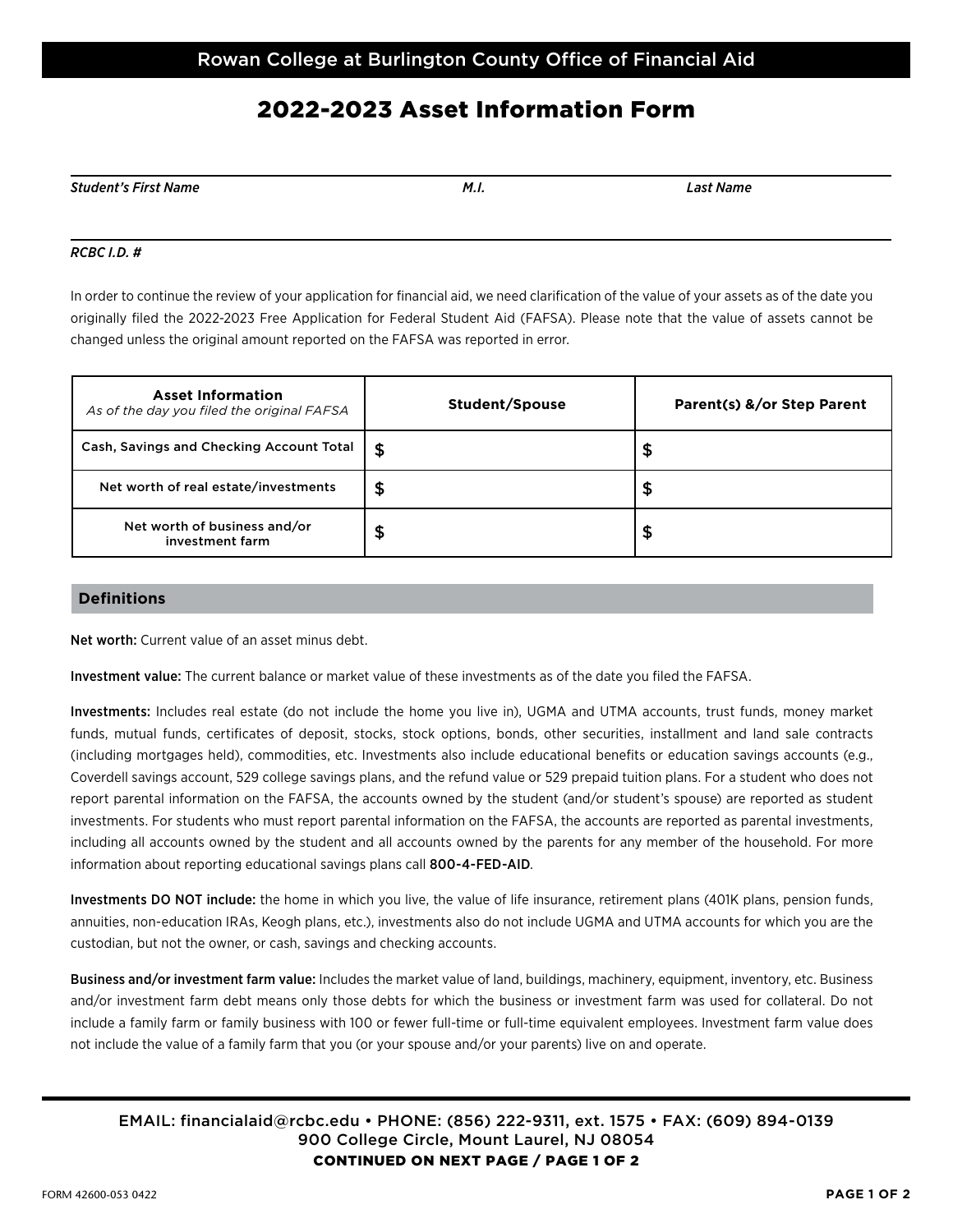Rowan College at Burlington County Office of Financial Aid

# 2022-2023 Asset Information Form

| *Student's First Name* | *M.I.* | *Last Name* |
|---|---|---|
| | | |

*RCBC I.D. #*

In order to continue the review of your application for financial aid, we need clarification of the value of your assets as of the date you originally filed the 2022-2023 Free Application for Federal Student Aid (FAFSA). Please note that the value of assets cannot be changed unless the original amount reported on the FAFSA was reported in error.

| **Asset Information** *As of the day you filed the original FAFSA* | **Student/Spouse** | **Parent(s) &/or Step Parent** |
|---|---|---|
| Cash, Savings and Checking Account Total | $ | $ |
| Net worth of real estate/investments | $ | $ |
| Net worth of business and/or investment farm | $ | $ |

## Definitions

**Net worth:** Current value of an asset minus debt.

**Investment value:** The current balance or market value of these investments as of the date you filed the FAFSA.

**Investments:** Includes real estate (do not include the home you live in), UGMA and UTMA accounts, trust funds, money market funds, mutual funds, certificates of deposit, stocks, stock options, bonds, other securities, installment and land sale contracts (including mortgages held), commodities, etc. Investments also include educational benefits or education savings accounts (e.g., Coverdell savings account, 529 college savings plans, and the refund value or 529 prepaid tuition plans. For a student who does not report parental information on the FAFSA, the accounts owned by the student (and/or student's spouse) are reported as student investments. For students who must report parental information on the FAFSA, the accounts are reported as parental investments, including all accounts owned by the student and all accounts owned by the parents for any member of the household. For more information about reporting educational savings plans call **800-4-FED-AID**.

**Investments DO NOT include:** the home in which you live, the value of life insurance, retirement plans (401K plans, pension funds, annuities, non-education IRAs, Keogh plans, etc.), investments also do not include UGMA and UTMA accounts for which you are the custodian, but not the owner, or cash, savings and checking accounts.

**Business and/or investment farm value:** Includes the market value of land, buildings, machinery, equipment, inventory, etc. Business and/or investment farm debt means only those debts for which the business or investment farm was used for collateral. Do not include a family farm or family business with 100 or fewer full-time or full-time equivalent employees. Investment farm value does not include the value of a family farm that you (or your spouse and/or your parents) live on and operate.

EMAIL: financialaid@rcbc.edu • PHONE: (856) 222-9311, ext. 1575 • FAX: (609) 894-0139
900 College Circle, Mount Laurel, NJ 08054

**CONTINUED ON NEXT PAGE**

FORM 42600-053 0422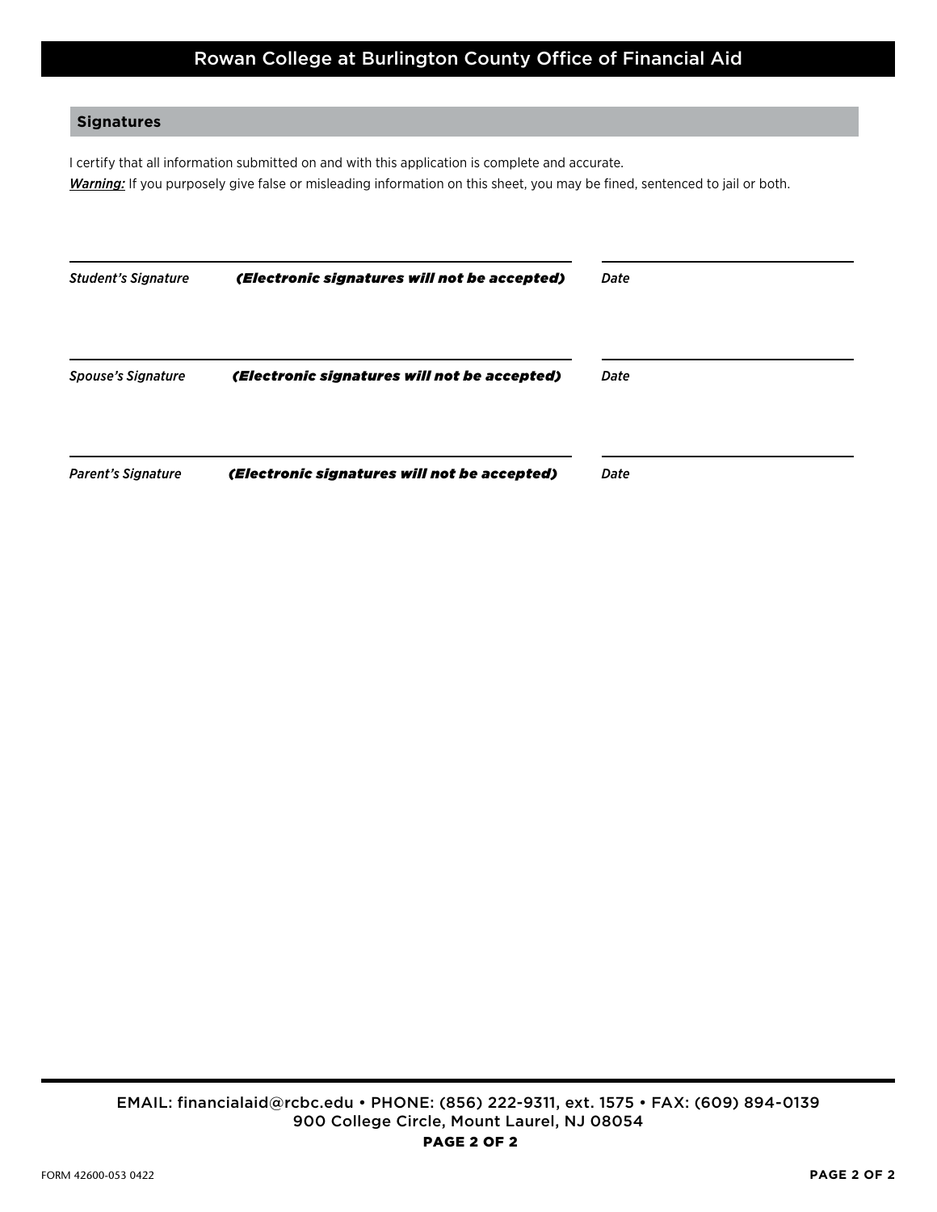## Signatures

I certify that all information submitted on and with this application is complete and accurate.

***Warning:*** If you purposely give false or misleading information on this sheet, you may be fined, sentenced to jail or both.

*Student's Signature* ***(Electronic signatures will not be accepted)*** *Date*

*Spouse's Signature* ***(Electronic signatures will not be accepted)*** *Date*

*Parent's Signature* ***(Electronic signatures will not be accepted)*** *Date*

EMAIL: financialaid@rcbc.edu • PHONE: (856) 222-9311, ext. 1575 • FAX: (609) 894-0139
900 College Circle, Mount Laurel, NJ 08054

FORM 42600-053 0422